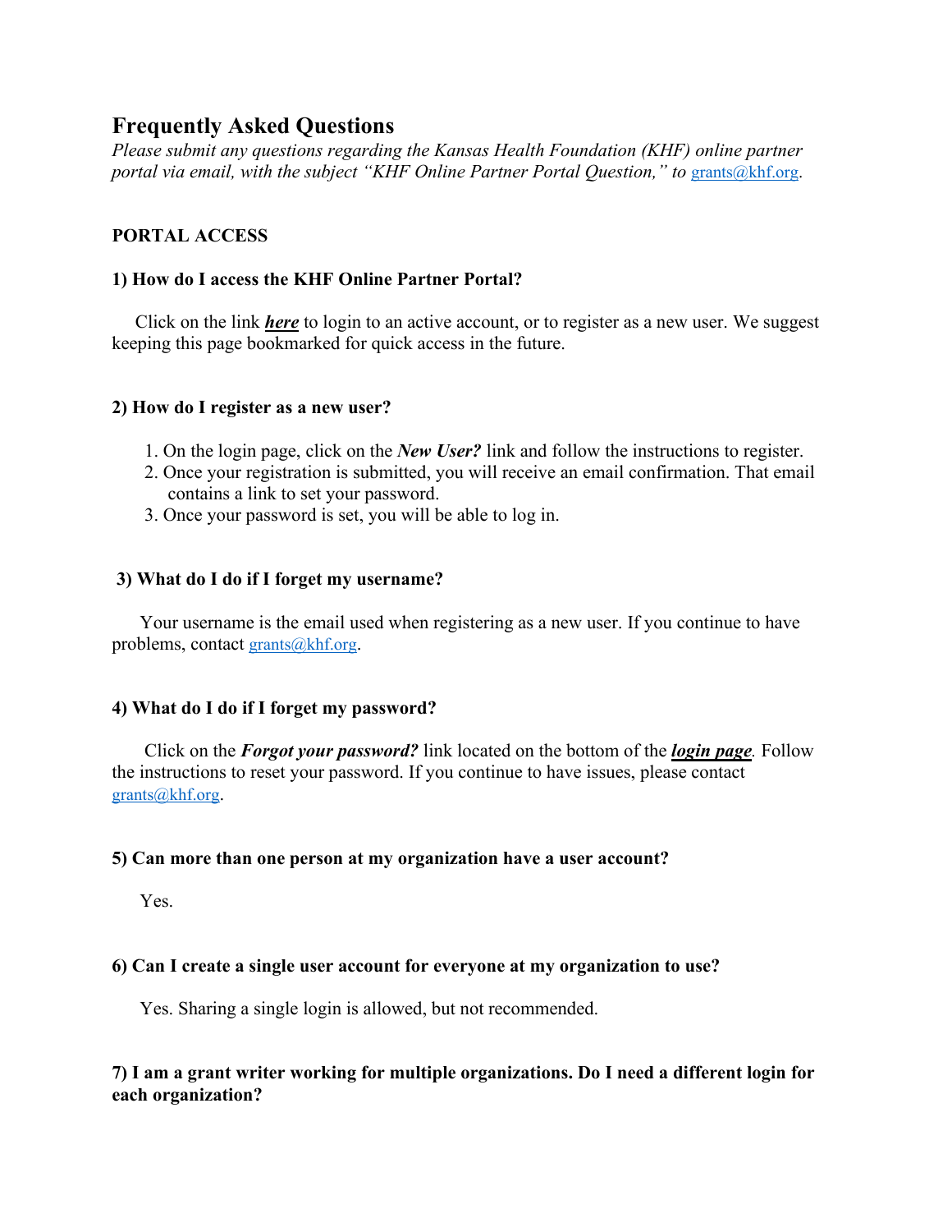# Frequently Asked Questions

*Please submit any questions regarding the Kansas Health Foundation (KHF) online partner portal via email, with the subject "KHF Online Partner Portal Question," to* grants@khf.org.

## PORTAL ACCESS

### 1) How do I access the KHF Online Partner Portal?

Click on the link ***here*** to login to an active account, or to register as a new user. We suggest keeping this page bookmarked for quick access in the future.

### 2) How do I register as a new user?

1. On the login page, click on the ***New User?*** link and follow the instructions to register.
2. Once your registration is submitted, you will receive an email confirmation. That email contains a link to set your password.
3. Once your password is set, you will be able to log in.

### 3) What do I do if I forget my username?

Your username is the email used when registering as a new user. If you continue to have problems, contact grants@khf.org.

### 4) What do I do if I forget my password?

Click on the ***Forgot your password?*** link located on the bottom of the ***login page***. Follow the instructions to reset your password. If you continue to have issues, please contact grants@khf.org.

### 5) Can more than one person at my organization have a user account?

Yes.

### 6) Can I create a single user account for everyone at my organization to use?

Yes. Sharing a single login is allowed, but not recommended.

### 7) I am a grant writer working for multiple organizations. Do I need a different login for each organization?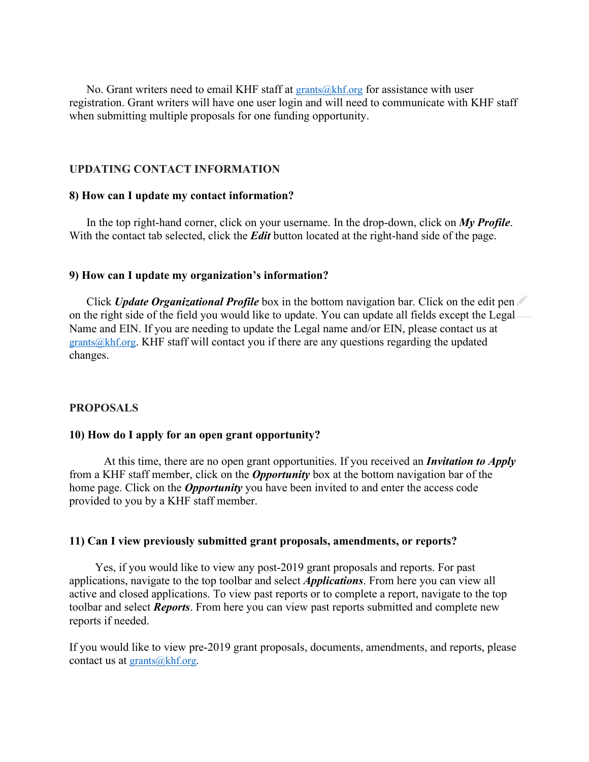No. Grant writers need to email KHF staff at grants@khf.org for assistance with user registration. Grant writers will have one user login and will need to communicate with KHF staff when submitting multiple proposals for one funding opportunity.

## UPDATING CONTACT INFORMATION

### 8) How can I update my contact information?

In the top right-hand corner, click on your username. In the drop-down, click on ***My Profile***. With the contact tab selected, click the ***Edit*** button located at the right-hand side of the page.

### 9) How can I update my organization's information?

Click ***Update Organizational Profile*** box in the bottom navigation bar. Click on the edit pen on the right side of the field you would like to update. You can update all fields except the Legal Name and EIN. If you are needing to update the Legal name and/or EIN, please contact us at grants@khf.org. KHF staff will contact you if there are any questions regarding the updated changes.

## PROPOSALS

### 10) How do I apply for an open grant opportunity?

At this time, there are no open grant opportunities. If you received an ***Invitation to Apply*** from a KHF staff member, click on the ***Opportunity*** box at the bottom navigation bar of the home page. Click on the ***Opportunity*** you have been invited to and enter the access code provided to you by a KHF staff member.

### 11) Can I view previously submitted grant proposals, amendments, or reports?

Yes, if you would like to view any post-2019 grant proposals and reports. For past applications, navigate to the top toolbar and select ***Applications***. From here you can view all active and closed applications. To view past reports or to complete a report, navigate to the top toolbar and select ***Reports***. From here you can view past reports submitted and complete new reports if needed.

If you would like to view pre-2019 grant proposals, documents, amendments, and reports, please contact us at grants@khf.org.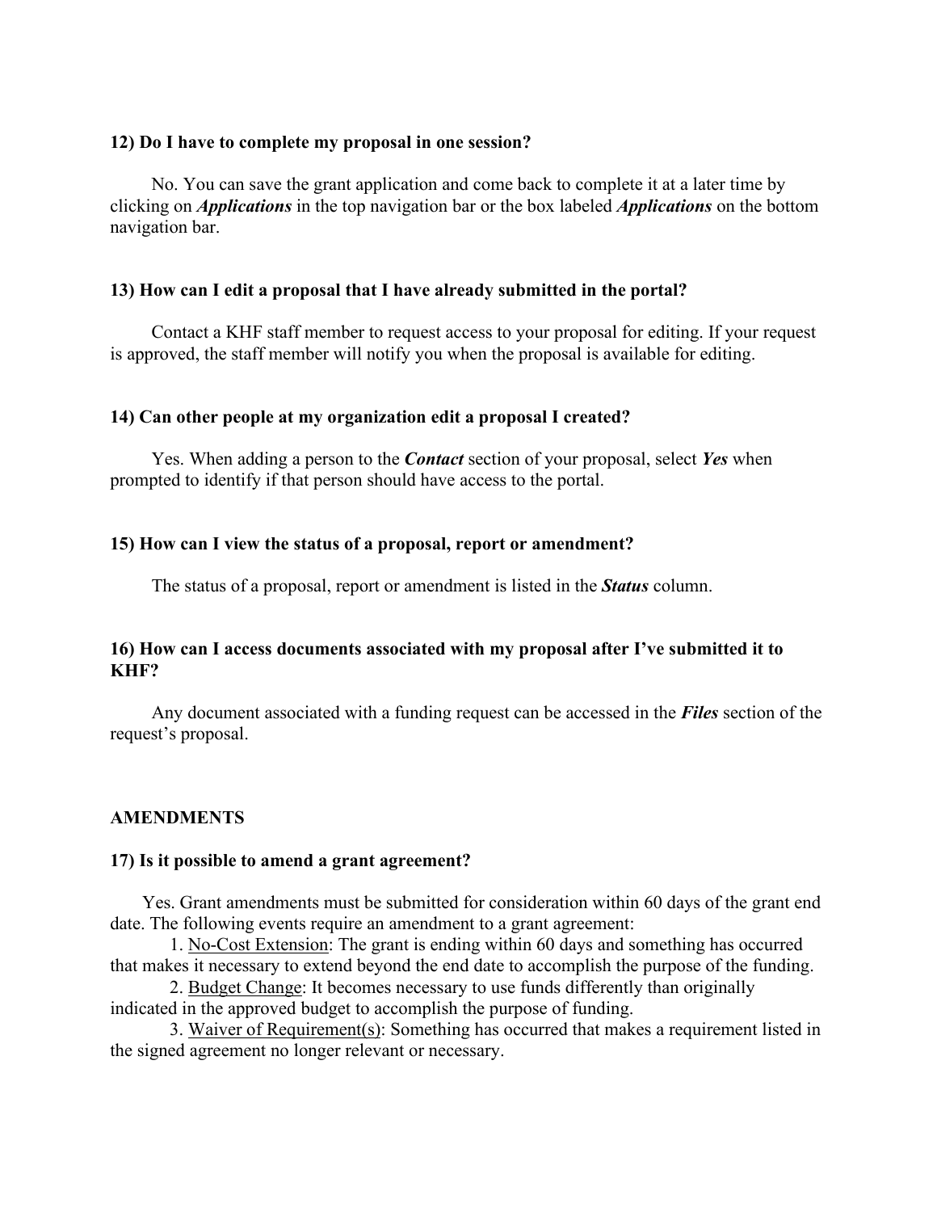**12) Do I have to complete my proposal in one session?**

No. You can save the grant application and come back to complete it at a later time by clicking on ***Applications*** in the top navigation bar or the box labeled ***Applications*** on the bottom navigation bar.

**13) How can I edit a proposal that I have already submitted in the portal?**

Contact a KHF staff member to request access to your proposal for editing. If your request is approved, the staff member will notify you when the proposal is available for editing.

**14) Can other people at my organization edit a proposal I created?**

Yes. When adding a person to the ***Contact*** section of your proposal, select ***Yes*** when prompted to identify if that person should have access to the portal.

**15) How can I view the status of a proposal, report or amendment?**

The status of a proposal, report or amendment is listed in the ***Status*** column.

**16) How can I access documents associated with my proposal after I've submitted it to KHF?**

Any document associated with a funding request can be accessed in the ***Files*** section of the request's proposal.

**AMENDMENTS**

**17) Is it possible to amend a grant agreement?**

Yes. Grant amendments must be submitted for consideration within 60 days of the grant end date. The following events require an amendment to a grant agreement:

1. No-Cost Extension: The grant is ending within 60 days and something has occurred that makes it necessary to extend beyond the end date to accomplish the purpose of the funding.
2. Budget Change: It becomes necessary to use funds differently than originally indicated in the approved budget to accomplish the purpose of funding.
3. Waiver of Requirement(s): Something has occurred that makes a requirement listed in the signed agreement no longer relevant or necessary.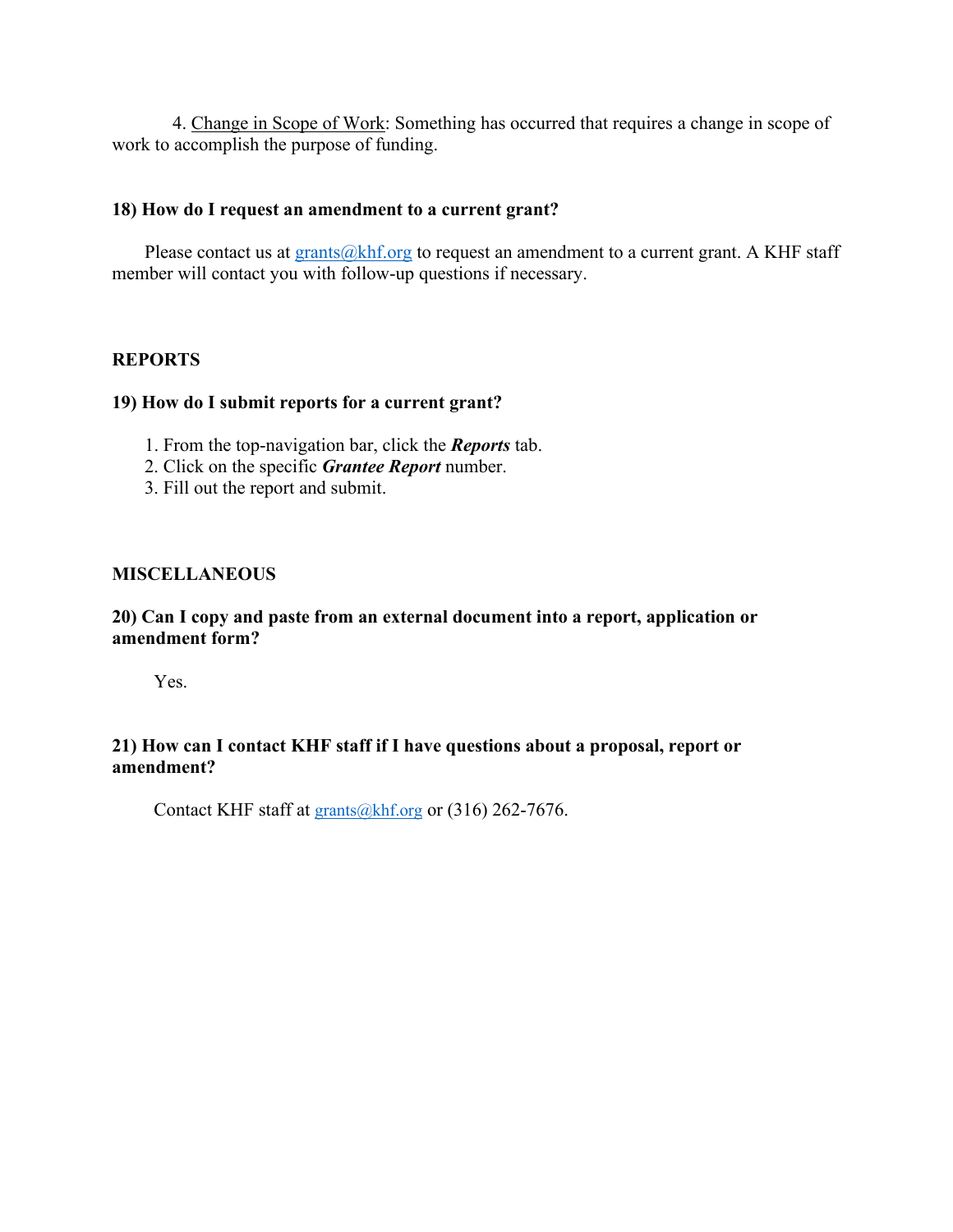4. <u>Change in Scope of Work</u>: Something has occurred that requires a change in scope of work to accomplish the purpose of funding.

**18) How do I request an amendment to a current grant?**

Please contact us at grants@khf.org to request an amendment to a current grant. A KHF staff member will contact you with follow-up questions if necessary.

**REPORTS**

**19) How do I submit reports for a current grant?**

1. From the top-navigation bar, click the ***Reports*** tab.
2. Click on the specific ***Grantee Report*** number.
3. Fill out the report and submit.

**MISCELLANEOUS**

**20) Can I copy and paste from an external document into a report, application or amendment form?**

Yes.

**21) How can I contact KHF staff if I have questions about a proposal, report or amendment?**

Contact KHF staff at grants@khf.org or (316) 262-7676.